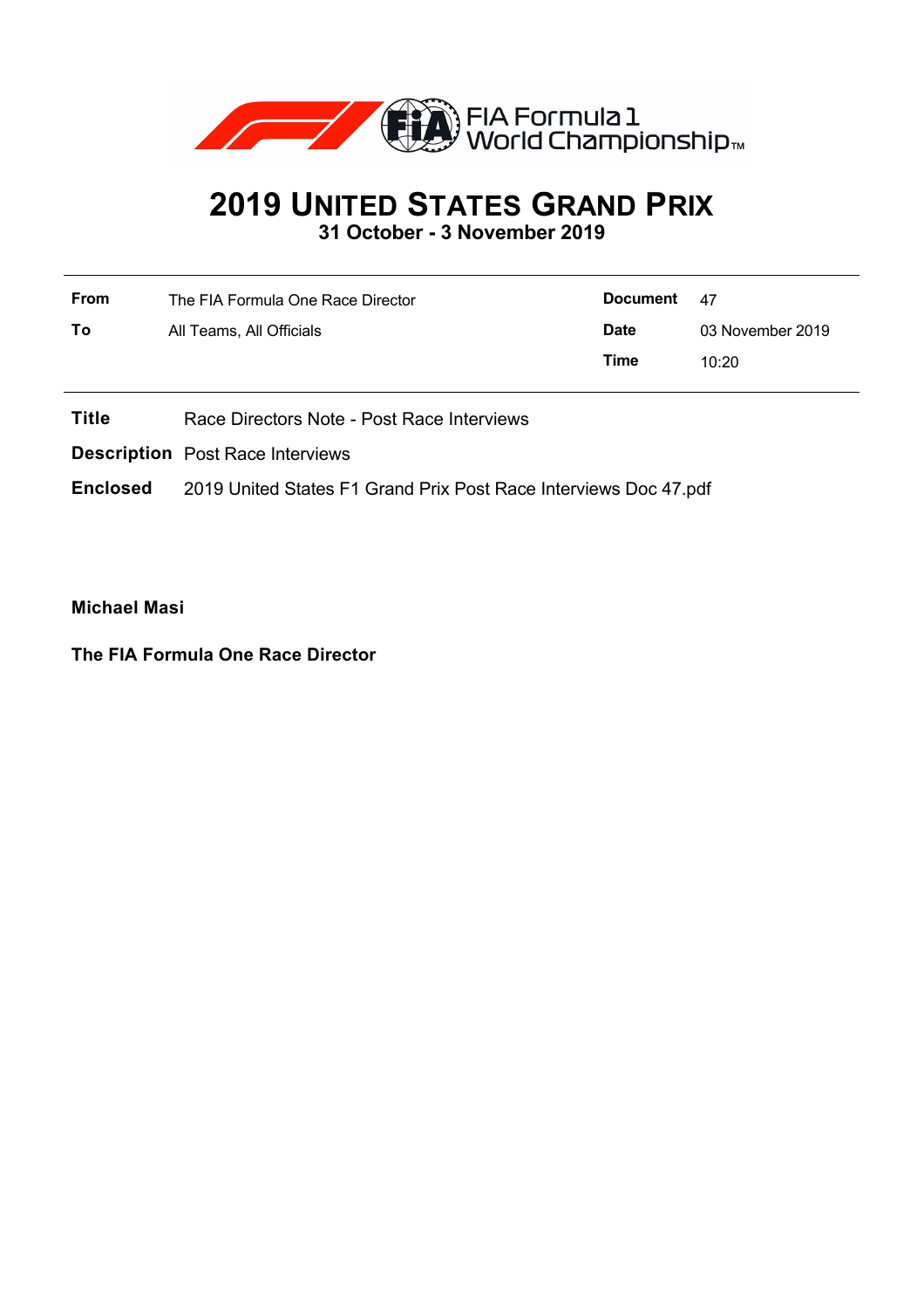FIA Formula 1 World Championship™

# 2019 UNITED STATES GRAND PRIX

**31 October - 3 November 2019**

| | | | |
|---|---|---|---|
| **From** | The FIA Formula One Race Director | **Document** | 47 |
| **To** | All Teams, All Officials | **Date** | 03 November 2019 |
| | | **Time** | 10:20 |

**Title** Race Directors Note - Post Race Interviews

**Description** Post Race Interviews

**Enclosed** 2019 United States F1 Grand Prix Post Race Interviews Doc 47.pdf

**Michael Masi**

**The FIA Formula One Race Director**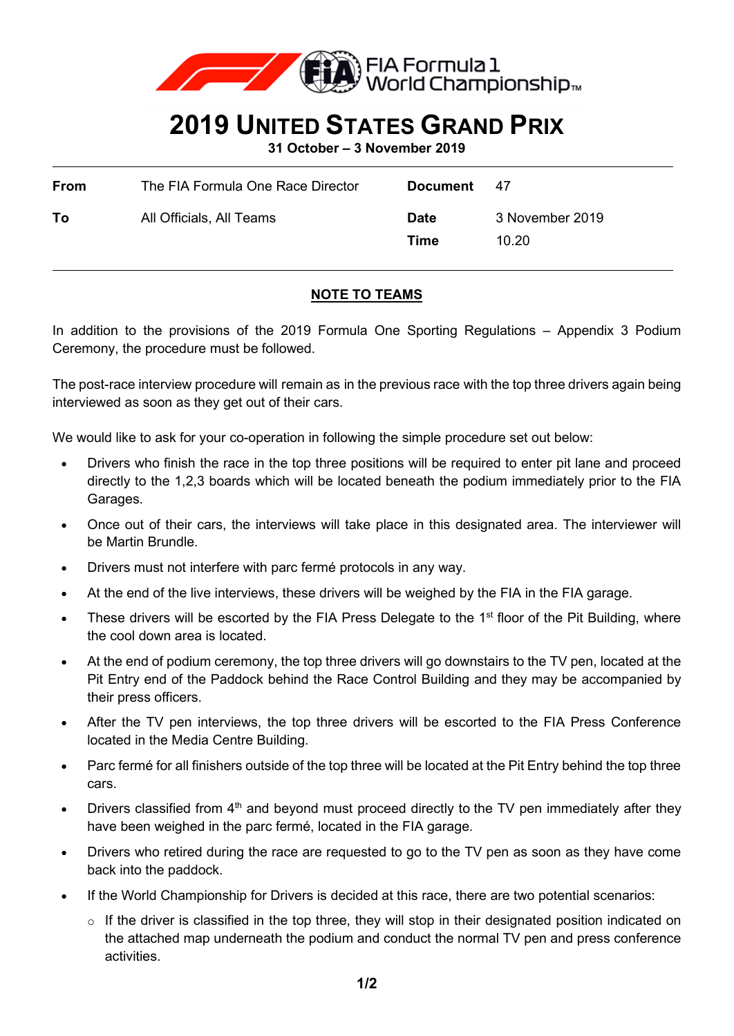# 2019 UNITED STATES GRAND PRIX

**31 October – 3 November 2019**

| | | | |
|---|---|---|---|
| **From** | The FIA Formula One Race Director | **Document** | 47 |
| **To** | All Officials, All Teams | **Date** | 3 November 2019 |
| | | **Time** | 10.20 |

## NOTE TO TEAMS

In addition to the provisions of the 2019 Formula One Sporting Regulations – Appendix 3 Podium Ceremony, the procedure must be followed.

The post-race interview procedure will remain as in the previous race with the top three drivers again being interviewed as soon as they get out of their cars.

We would like to ask for your co-operation in following the simple procedure set out below:

- Drivers who finish the race in the top three positions will be required to enter pit lane and proceed directly to the 1,2,3 boards which will be located beneath the podium immediately prior to the FIA Garages.
- Once out of their cars, the interviews will take place in this designated area. The interviewer will be Martin Brundle.
- Drivers must not interfere with parc fermé protocols in any way.
- At the end of the live interviews, these drivers will be weighed by the FIA in the FIA garage.
- These drivers will be escorted by the FIA Press Delegate to the 1st floor of the Pit Building, where the cool down area is located.
- At the end of podium ceremony, the top three drivers will go downstairs to the TV pen, located at the Pit Entry end of the Paddock behind the Race Control Building and they may be accompanied by their press officers.
- After the TV pen interviews, the top three drivers will be escorted to the FIA Press Conference located in the Media Centre Building.
- Parc fermé for all finishers outside of the top three will be located at the Pit Entry behind the top three cars.
- Drivers classified from 4th and beyond must proceed directly to the TV pen immediately after they have been weighed in the parc fermé, located in the FIA garage.
- Drivers who retired during the race are requested to go to the TV pen as soon as they have come back into the paddock.
- If the World Championship for Drivers is decided at this race, there are two potential scenarios:
    - If the driver is classified in the top three, they will stop in their designated position indicated on the attached map underneath the podium and conduct the normal TV pen and press conference activities.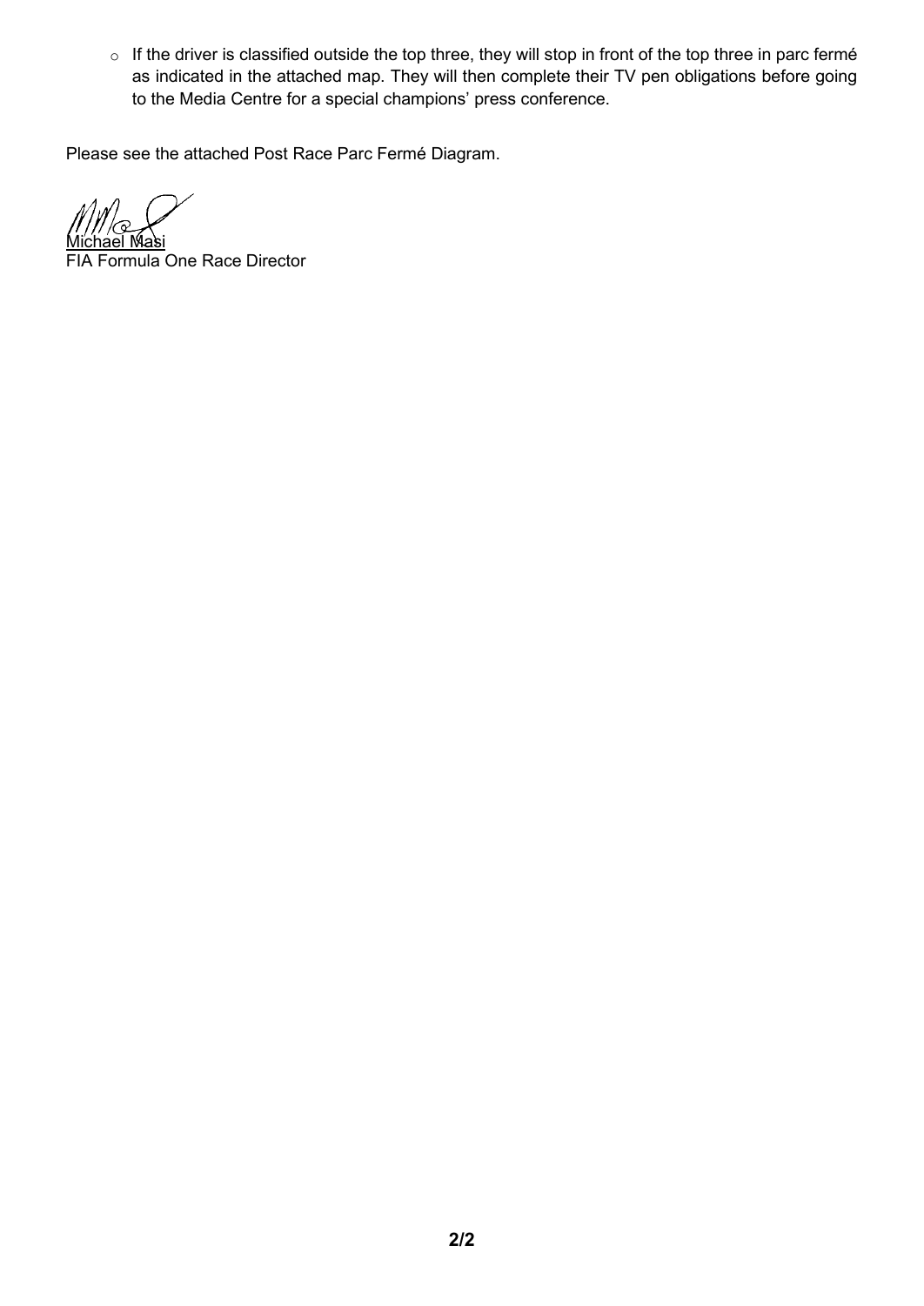- If the driver is classified outside the top three, they will stop in front of the top three in parc fermé as indicated in the attached map. They will then complete their TV pen obligations before going to the Media Centre for a special champions' press conference.

Please see the attached Post Race Parc Fermé Diagram.

Michael Masi
FIA Formula One Race Director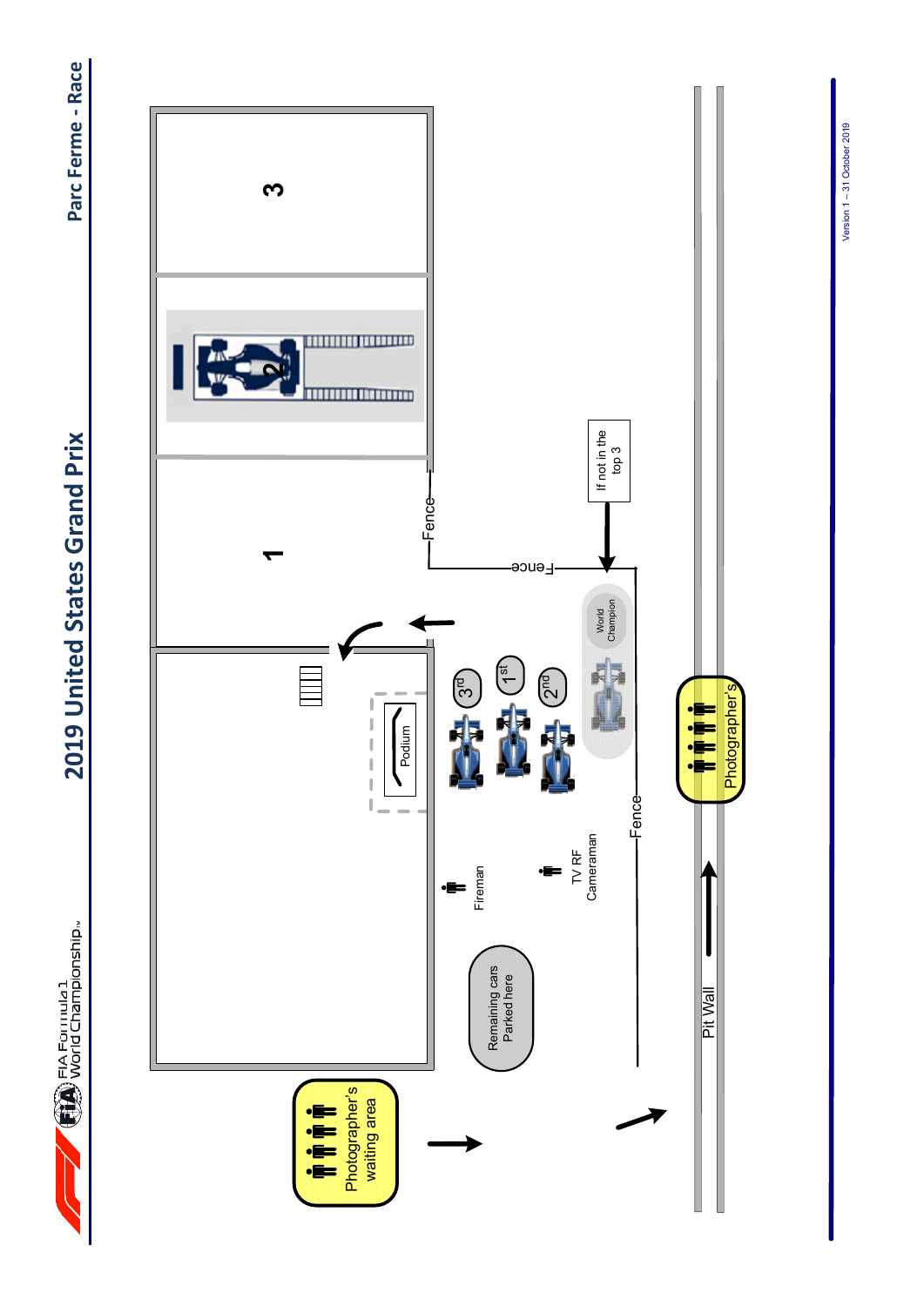# 2019 United States Grand Prix

## Parc Ferme - Race

Photographer's waiting area

Remaining cars Parked here

Fireman

TV RF Cameraman

Podium

3rd

1st

2nd

World Champion

If not in the top 3

Fence

Fence

Fence

Photographer's

Pit Wall

1

2

3

Version 1 – 31 October 2019